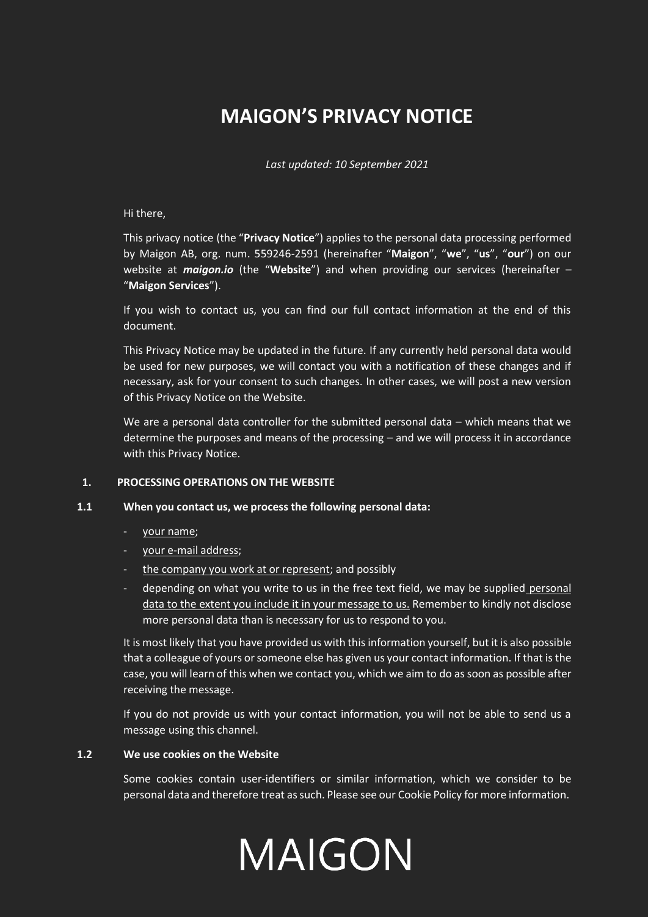# MAIGON'S PRIVACY NOTICE

*Last updated: 10 September 2021*

Hi there,

This privacy notice (the "**Privacy Notice**") applies to the personal data processing performed by Maigon AB, org. num. 559246-2591 (hereinafter "**Maigon**", "**we**", "**us**", "**our**") on our website at ***maigon.io*** (the "**Website**") and when providing our services (hereinafter – "**Maigon Services**").

If you wish to contact us, you can find our full contact information at the end of this document.

This Privacy Notice may be updated in the future. If any currently held personal data would be used for new purposes, we will contact you with a notification of these changes and if necessary, ask for your consent to such changes. In other cases, we will post a new version of this Privacy Notice on the Website.

We are a personal data controller for the submitted personal data – which means that we determine the purposes and means of the processing – and we will process it in accordance with this Privacy Notice.

## 1. PROCESSING OPERATIONS ON THE WEBSITE

### 1.1 When you contact us, we process the following personal data:

- your name;
- your e-mail address;
- the company you work at or represent; and possibly
- depending on what you write to us in the free text field, we may be supplied personal data to the extent you include it in your message to us. Remember to kindly not disclose more personal data than is necessary for us to respond to you.

It is most likely that you have provided us with this information yourself, but it is also possible that a colleague of yours or someone else has given us your contact information. If that is the case, you will learn of this when we contact you, which we aim to do as soon as possible after receiving the message.

If you do not provide us with your contact information, you will not be able to send us a message using this channel.

### 1.2 We use cookies on the Website

Some cookies contain user-identifiers or similar information, which we consider to be personal data and therefore treat as such. Please see our Cookie Policy for more information.

MAIGON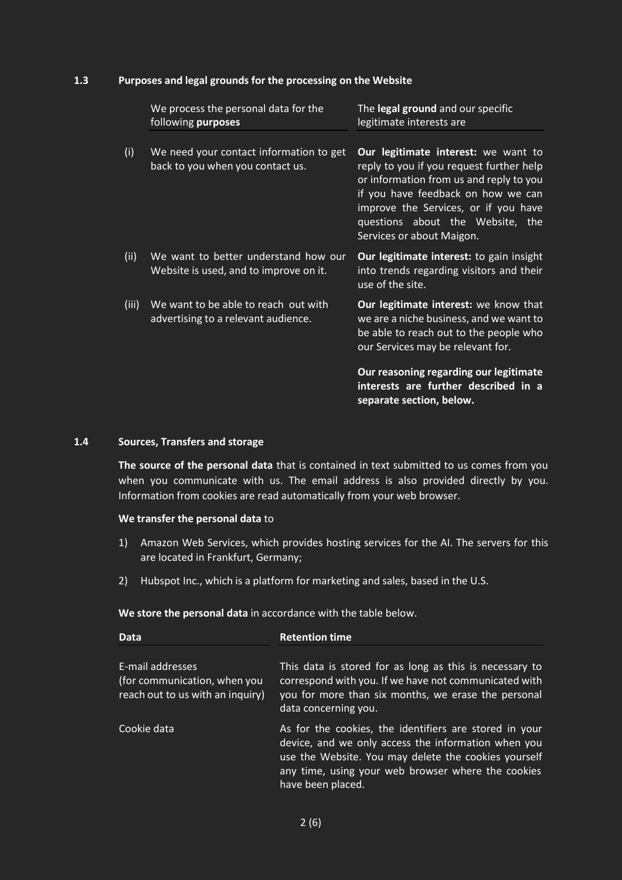### 1.3 Purposes and legal grounds for the processing on the Website

| | We process the personal data for the following **purposes** | The **legal ground** and our specific legitimate interests are |
|---|---|---|
| (i) | We need your contact information to get back to you when you contact us. | **Our legitimate interest:** we want to reply to you if you request further help or information from us and reply to you if you have feedback on how we can improve the Services, or if you have questions about the Website, the Services or about Maigon. |
| (ii) | We want to better understand how our Website is used, and to improve on it. | **Our legitimate interest:** to gain insight into trends regarding visitors and their use of the site. |
| (iii) | We want to be able to reach out with advertising to a relevant audience. | **Our legitimate interest:** we know that we are a niche business, and we want to be able to reach out to the people who our Services may be relevant for. |

**Our reasoning regarding our legitimate interests are further described in a separate section, below.**

### 1.4 Sources, Transfers and storage

**The source of the personal data** that is contained in text submitted to us comes from you when you communicate with us. The email address is also provided directly by you. Information from cookies are read automatically from your web browser.

**We transfer the personal data** to

1) Amazon Web Services, which provides hosting services for the AI. The servers for this are located in Frankfurt, Germany;
2) Hubspot Inc., which is a platform for marketing and sales, based in the U.S.

**We store the personal data** in accordance with the table below.

| Data | Retention time |
|---|---|
| E-mail addresses (for communication, when you reach out to us with an inquiry) | This data is stored for as long as this is necessary to correspond with you. If we have not communicated with you for more than six months, we erase the personal data concerning you. |
| Cookie data | As for the cookies, the identifiers are stored in your device, and we only access the information when you use the Website. You may delete the cookies yourself any time, using your web browser where the cookies have been placed. |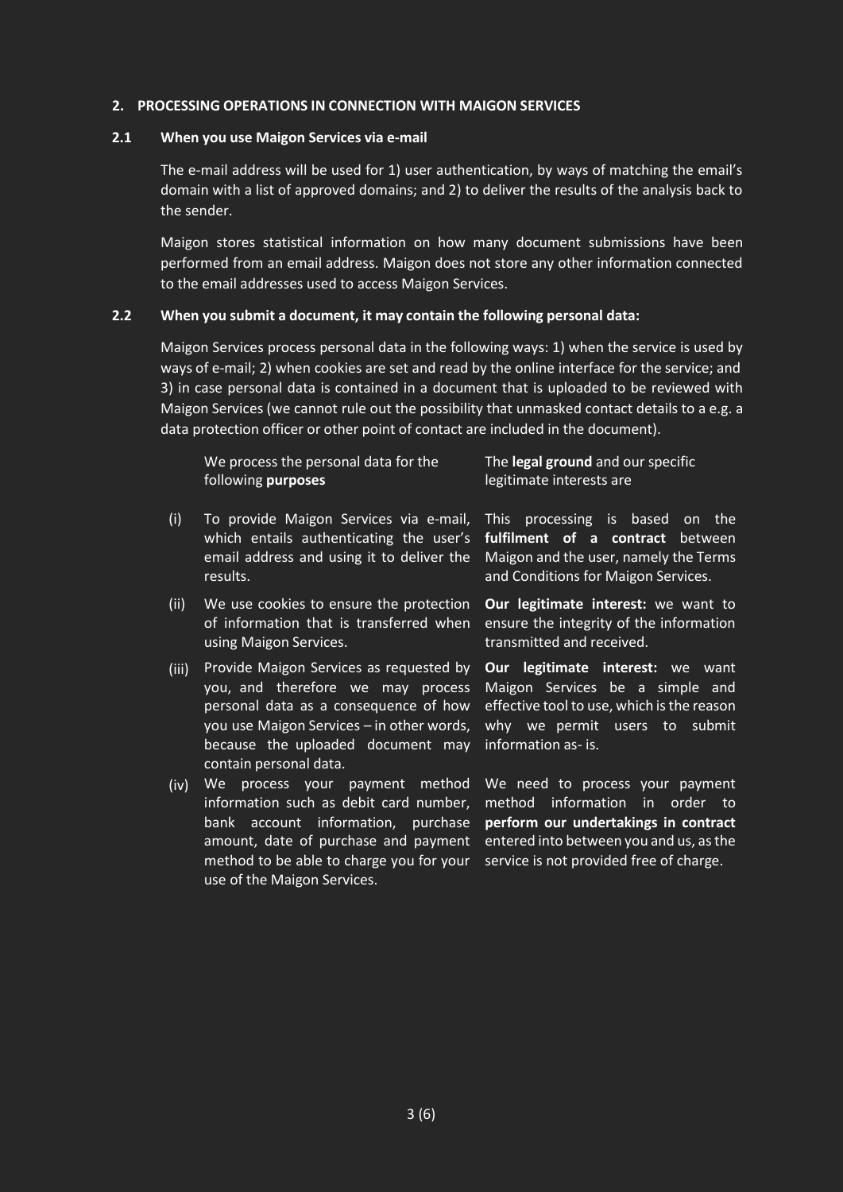## 2. PROCESSING OPERATIONS IN CONNECTION WITH MAIGON SERVICES

### 2.1 When you use Maigon Services via e-mail

The e-mail address will be used for 1) user authentication, by ways of matching the email's domain with a list of approved domains; and 2) to deliver the results of the analysis back to the sender.

Maigon stores statistical information on how many document submissions have been performed from an email address. Maigon does not store any other information connected to the email addresses used to access Maigon Services.

### 2.2 When you submit a document, it may contain the following personal data:

Maigon Services process personal data in the following ways: 1) when the service is used by ways of e-mail; 2) when cookies are set and read by the online interface for the service; and 3) in case personal data is contained in a document that is uploaded to be reviewed with Maigon Services (we cannot rule out the possibility that unmasked contact details to a e.g. a data protection officer or other point of contact are included in the document).

| | We process the personal data for the following **purposes** | The **legal ground** and our specific legitimate interests are |
|---|---|---|
| (i) | To provide Maigon Services via e-mail, which entails authenticating the user's email address and using it to deliver the results. | This processing is based on the **fulfilment of a contract** between Maigon and the user, namely the Terms and Conditions for Maigon Services. |
| (ii) | We use cookies to ensure the protection of information that is transferred when using Maigon Services. | **Our legitimate interest:** we want to ensure the integrity of the information transmitted and received. |
| (iii) | Provide Maigon Services as requested by you, and therefore we may process personal data as a consequence of how you use Maigon Services – in other words, because the uploaded document may contain personal data. | **Our legitimate interest:** we want Maigon Services be a simple and effective tool to use, which is the reason why we permit users to submit information as- is. |
| (iv) | We process your payment method information such as debit card number, bank account information, purchase amount, date of purchase and payment method to be able to charge you for your use of the Maigon Services. | We need to process your payment method information in order to **perform our undertakings in contract** entered into between you and us, as the service is not provided free of charge. |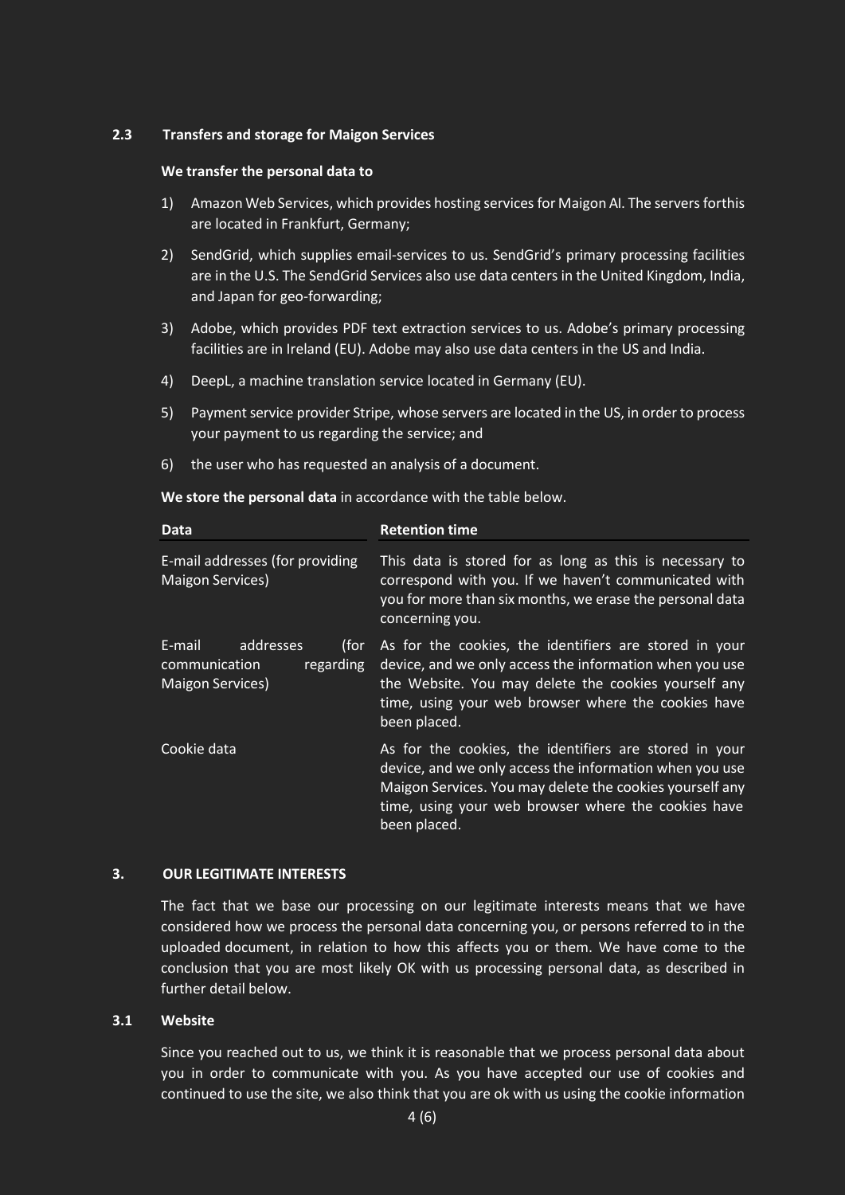### 2.3 Transfers and storage for Maigon Services

**We transfer the personal data to**

1) Amazon Web Services, which provides hosting services for Maigon AI. The servers forthis are located in Frankfurt, Germany;
2) SendGrid, which supplies email-services to us. SendGrid's primary processing facilities are in the U.S. The SendGrid Services also use data centers in the United Kingdom, India, and Japan for geo-forwarding;
3) Adobe, which provides PDF text extraction services to us. Adobe's primary processing facilities are in Ireland (EU). Adobe may also use data centers in the US and India.
4) DeepL, a machine translation service located in Germany (EU).
5) Payment service provider Stripe, whose servers are located in the US, in order to process your payment to us regarding the service; and
6) the user who has requested an analysis of a document.

**We store the personal data** in accordance with the table below.

| Data | Retention time |
|---|---|
| E-mail addresses (for providing Maigon Services) | This data is stored for as long as this is necessary to correspond with you. If we haven't communicated with you for more than six months, we erase the personal data concerning you. |
| E-mail addresses (for communication regarding Maigon Services) | As for the cookies, the identifiers are stored in your device, and we only access the information when you use the Website. You may delete the cookies yourself any time, using your web browser where the cookies have been placed. |
| Cookie data | As for the cookies, the identifiers are stored in your device, and we only access the information when you use Maigon Services. You may delete the cookies yourself any time, using your web browser where the cookies have been placed. |

## 3. OUR LEGITIMATE INTERESTS

The fact that we base our processing on our legitimate interests means that we have considered how we process the personal data concerning you, or persons referred to in the uploaded document, in relation to how this affects you or them. We have come to the conclusion that you are most likely OK with us processing personal data, as described in further detail below.

### 3.1 Website

Since you reached out to us, we think it is reasonable that we process personal data about you in order to communicate with you. As you have accepted our use of cookies and continued to use the site, we also think that you are ok with us using the cookie information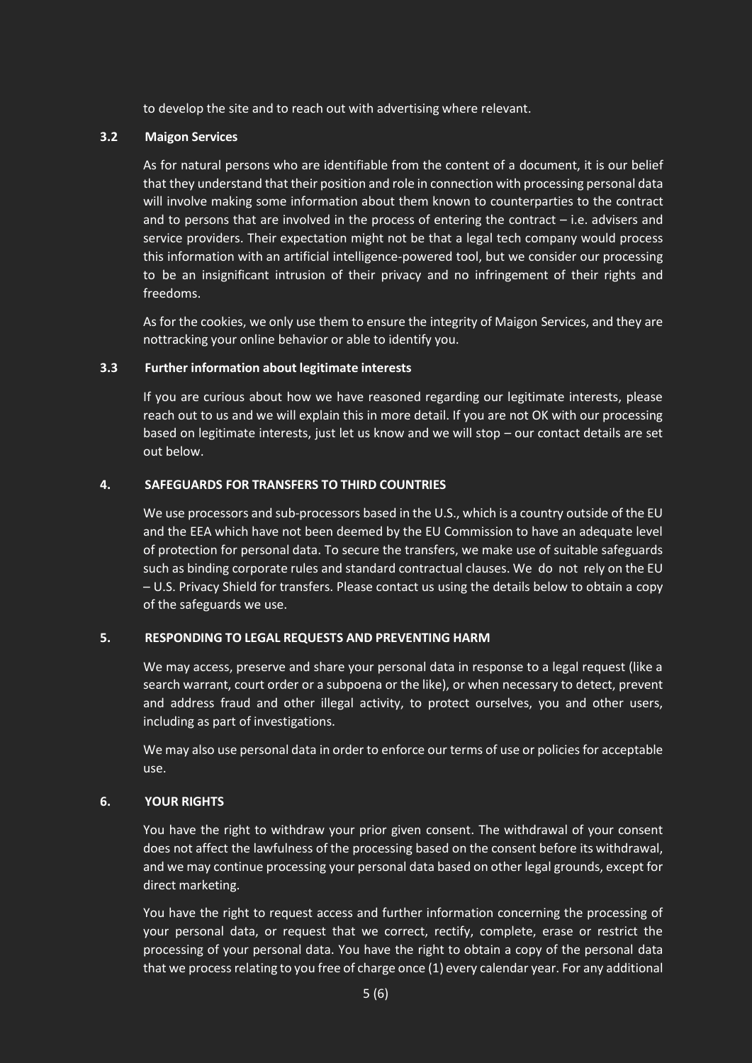to develop the site and to reach out with advertising where relevant.

### 3.2 Maigon Services

As for natural persons who are identifiable from the content of a document, it is our belief that they understand that their position and role in connection with processing personal data will involve making some information about them known to counterparties to the contract and to persons that are involved in the process of entering the contract – i.e. advisers and service providers. Their expectation might not be that a legal tech company would process this information with an artificial intelligence-powered tool, but we consider our processing to be an insignificant intrusion of their privacy and no infringement of their rights and freedoms.

As for the cookies, we only use them to ensure the integrity of Maigon Services, and they are nottracking your online behavior or able to identify you.

### 3.3 Further information about legitimate interests

If you are curious about how we have reasoned regarding our legitimate interests, please reach out to us and we will explain this in more detail. If you are not OK with our processing based on legitimate interests, just let us know and we will stop – our contact details are set out below.

## 4. SAFEGUARDS FOR TRANSFERS TO THIRD COUNTRIES

We use processors and sub-processors based in the U.S., which is a country outside of the EU and the EEA which have not been deemed by the EU Commission to have an adequate level of protection for personal data. To secure the transfers, we make use of suitable safeguards such as binding corporate rules and standard contractual clauses. We do not rely on the EU – U.S. Privacy Shield for transfers. Please contact us using the details below to obtain a copy of the safeguards we use.

## 5. RESPONDING TO LEGAL REQUESTS AND PREVENTING HARM

We may access, preserve and share your personal data in response to a legal request (like a search warrant, court order or a subpoena or the like), or when necessary to detect, prevent and address fraud and other illegal activity, to protect ourselves, you and other users, including as part of investigations.

We may also use personal data in order to enforce our terms of use or policies for acceptable use.

## 6. YOUR RIGHTS

You have the right to withdraw your prior given consent. The withdrawal of your consent does not affect the lawfulness of the processing based on the consent before its withdrawal, and we may continue processing your personal data based on other legal grounds, except for direct marketing.

You have the right to request access and further information concerning the processing of your personal data, or request that we correct, rectify, complete, erase or restrict the processing of your personal data. You have the right to obtain a copy of the personal data that we process relating to you free of charge once (1) every calendar year. For any additional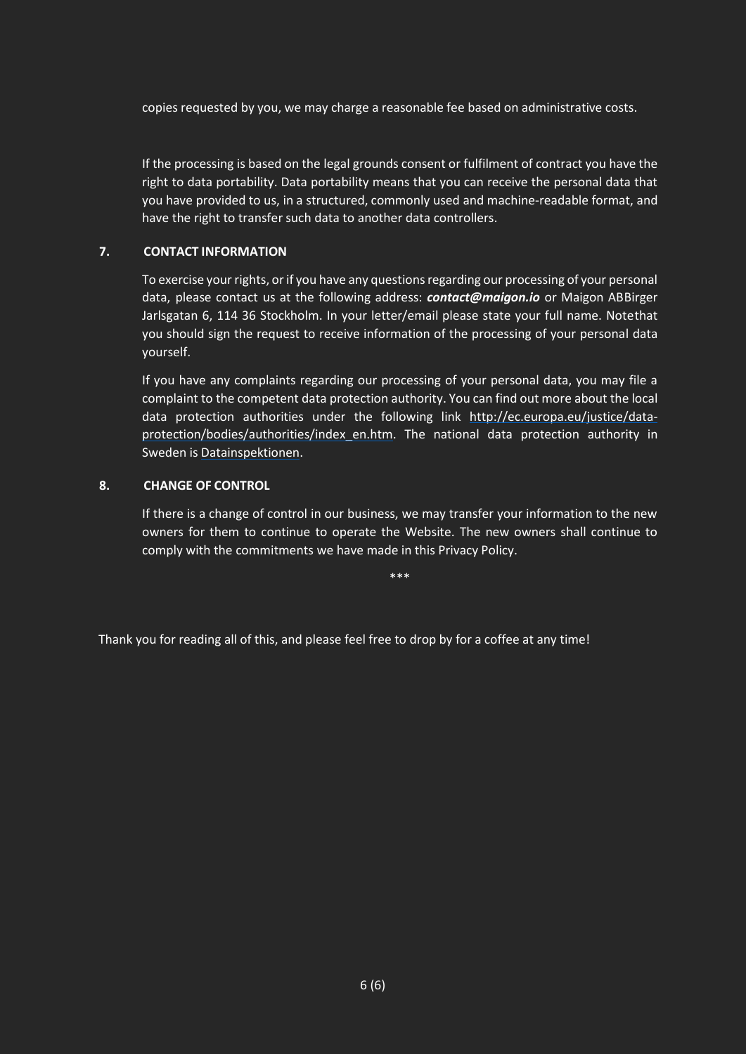copies requested by you, we may charge a reasonable fee based on administrative costs.

If the processing is based on the legal grounds consent or fulfilment of contract you have the right to data portability. Data portability means that you can receive the personal data that you have provided to us, in a structured, commonly used and machine-readable format, and have the right to transfer such data to another data controllers.

## 7. CONTACT INFORMATION

To exercise your rights, or if you have any questions regarding our processing of your personal data, please contact us at the following address: ***contact@maigon.io*** or Maigon ABBirger Jarlsgatan 6, 114 36 Stockholm. In your letter/email please state your full name. Notethat you should sign the request to receive information of the processing of your personal data yourself.

If you have any complaints regarding our processing of your personal data, you may file a complaint to the competent data protection authority. You can find out more about the local data protection authorities under the following link http://ec.europa.eu/justice/data-protection/bodies/authorities/index_en.htm. The national data protection authority in Sweden is Datainspektionen.

## 8. CHANGE OF CONTROL

If there is a change of control in our business, we may transfer your information to the new owners for them to continue to operate the Website. The new owners shall continue to comply with the commitments we have made in this Privacy Policy.

***

Thank you for reading all of this, and please feel free to drop by for a coffee at any time!